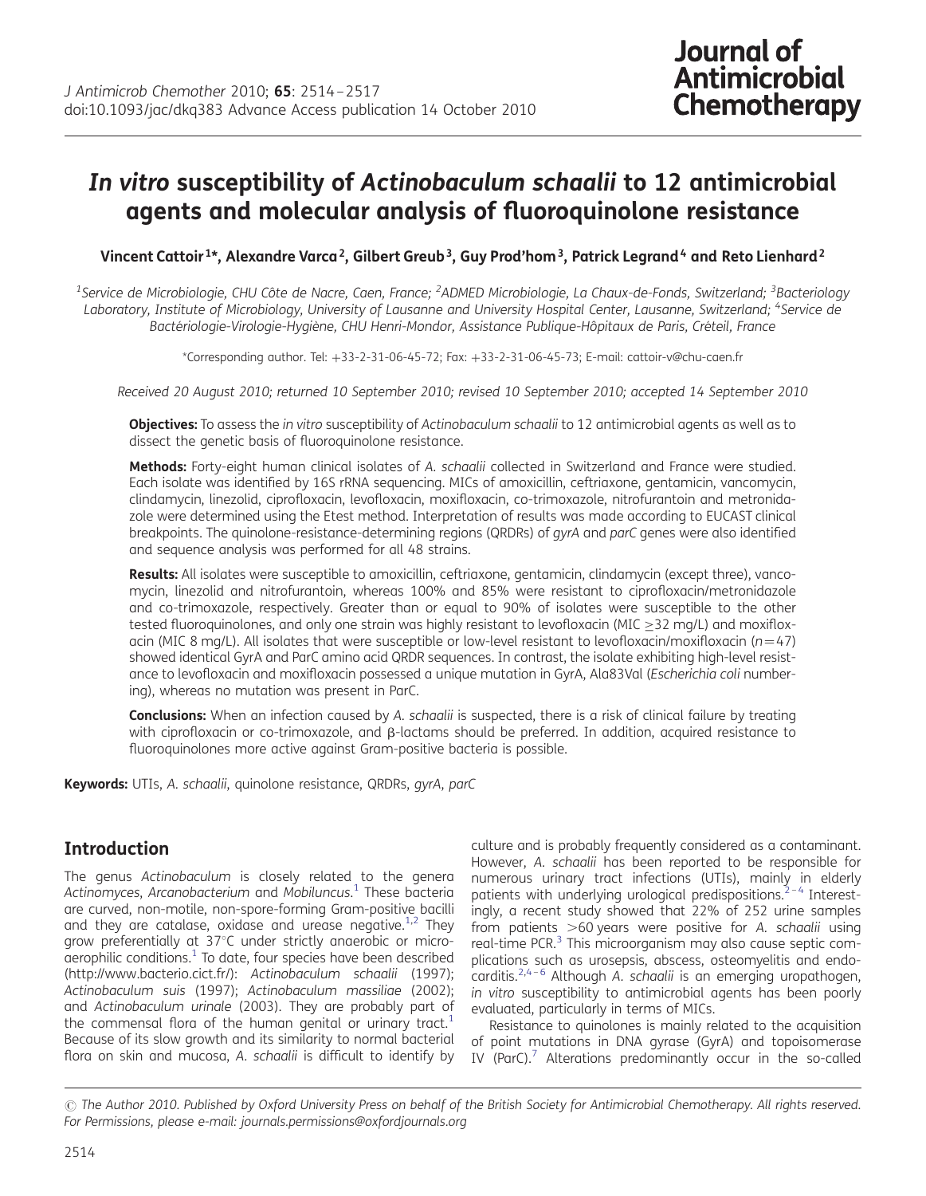# *In vitro* susceptibility of *Actinobaculum schaalii* to 12 antimicrobial agents and molecular analysis of fluoroquinolone resistance

**Vincent Cattoir[1]*, Alexandre Varca[2], Gilbert Greub[3], Guy Prod'hom[3], Patrick Legrand[4] and Reto Lienhard[2]**

[1]*Service de Microbiologie, CHU Côte de Nacre, Caen, France;* [2]*ADMED Microbiologie, La Chaux-de-Fonds, Switzerland;* [3]*Bacteriology Laboratory, Institute of Microbiology, University of Lausanne and University Hospital Center, Lausanne, Switzerland;* [4]*Service de Bactériologie-Virologie-Hygiène, CHU Henri-Mondor, Assistance Publique-Hôpitaux de Paris, Créteil, France*

*Corresponding author. Tel: +33-2-31-06-45-72; Fax: +33-2-31-06-45-73; E-mail: cattoir-v@chu-caen.fr

*Received 20 August 2010; returned 10 September 2010; revised 10 September 2010; accepted 14 September 2010*

**Objectives:** To assess the *in vitro* susceptibility of *Actinobaculum schaalii* to 12 antimicrobial agents as well as to dissect the genetic basis of fluoroquinolone resistance.

**Methods:** Forty-eight human clinical isolates of *A. schaalii* collected in Switzerland and France were studied. Each isolate was identified by 16S rRNA sequencing. MICs of amoxicillin, ceftriaxone, gentamicin, vancomycin, clindamycin, linezolid, ciprofloxacin, levofloxacin, moxifloxacin, co-trimoxazole, nitrofurantoin and metronidazole were determined using the Etest method. Interpretation of results was made according to EUCAST clinical breakpoints. The quinolone-resistance-determining regions (QRDRs) of *gyrA* and *parC* genes were also identified and sequence analysis was performed for all 48 strains.

**Results:** All isolates were susceptible to amoxicillin, ceftriaxone, gentamicin, clindamycin (except three), vancomycin, linezolid and nitrofurantoin, whereas 100% and 85% were resistant to ciprofloxacin/metronidazole and co-trimoxazole, respectively. Greater than or equal to 90% of isolates were susceptible to the other tested fluoroquinolones, and only one strain was highly resistant to levofloxacin (MIC $\geq$32 mg/L) and moxifloxacin (MIC 8 mg/L). All isolates that were susceptible or low-level resistant to levofloxacin/moxifloxacin ($n$=47) showed identical GyrA and ParC amino acid QRDR sequences. In contrast, the isolate exhibiting high-level resistance to levofloxacin and moxifloxacin possessed a unique mutation in GyrA, Ala83Val (*Escherichia coli* numbering), whereas no mutation was present in ParC.

**Conclusions:** When an infection caused by *A. schaalii* is suspected, there is a risk of clinical failure by treating with ciprofloxacin or co-trimoxazole, and β-lactams should be preferred. In addition, acquired resistance to fluoroquinolones more active against Gram-positive bacteria is possible.

**Keywords:** UTIs, *A. schaalii*, quinolone resistance, QRDRs, *gyrA*, *parC*

## Introduction

The genus *Actinobaculum* is closely related to the genera *Actinomyces*, *Arcanobacterium* and *Mobiluncus*.[1] These bacteria are curved, non-motile, non-spore-forming Gram-positive bacilli and they are catalase, oxidase and urease negative.[1,2] They grow preferentially at 37°C under strictly anaerobic or microaerophilic conditions.[1] To date, four species have been described (http://www.bacterio.cict.fr/): *Actinobaculum schaalii* (1997); *Actinobaculum suis* (1997); *Actinobaculum massiliae* (2002); and *Actinobaculum urinale* (2003). They are probably part of the commensal flora of the human genital or urinary tract.[1] Because of its slow growth and its similarity to normal bacterial flora on skin and mucosa, *A. schaalii* is difficult to identify by culture and is probably frequently considered as a contaminant. However, *A. schaalii* has been reported to be responsible for numerous urinary tract infections (UTIs), mainly in elderly patients with underlying urological predispositions.[2–4] Interestingly, a recent study showed that 22% of 252 urine samples from patients >60 years were positive for *A. schaalii* using real-time PCR.[3] This microorganism may also cause septic complications such as urosepsis, abscess, osteomyelitis and endocarditis.[2,4–6] Although *A. schaalii* is an emerging uropathogen, *in vitro* susceptibility to antimicrobial agents has been poorly evaluated, particularly in terms of MICs.

Resistance to quinolones is mainly related to the acquisition of point mutations in DNA gyrase (GyrA) and topoisomerase IV (ParC).[7] Alterations predominantly occur in the so-called

© The Author 2010. Published by Oxford University Press on behalf of the British Society for Antimicrobial Chemotherapy. All rights reserved. For Permissions, please e-mail: journals.permissions@oxfordjournals.org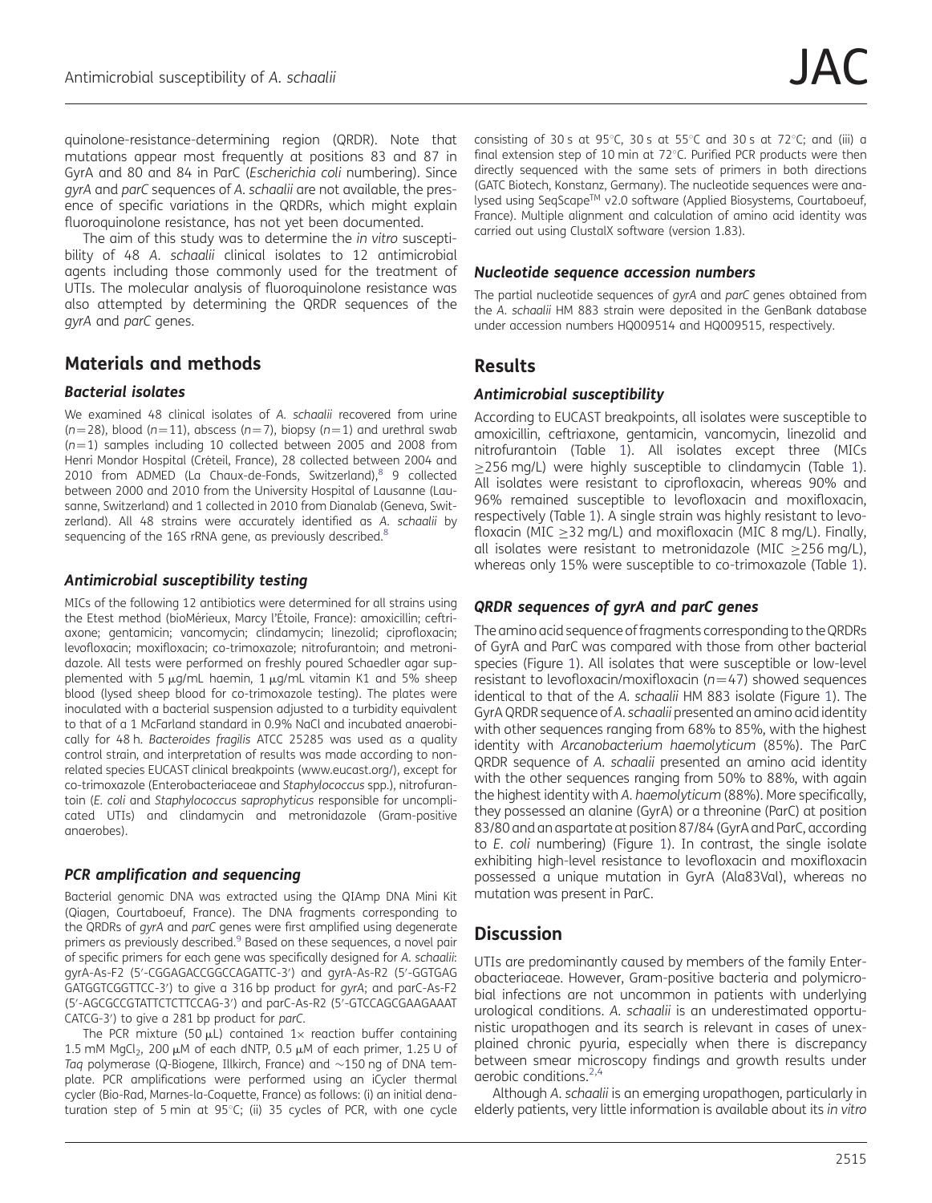quinolone-resistance-determining region (QRDR). Note that mutations appear most frequently at positions 83 and 87 in GyrA and 80 and 84 in ParC (*Escherichia coli* numbering). Since *gyrA* and *parC* sequences of *A. schaalii* are not available, the presence of specific variations in the QRDRs, which might explain fluoroquinolone resistance, has not yet been documented.

The aim of this study was to determine the *in vitro* susceptibility of 48 *A. schaalii* clinical isolates to 12 antimicrobial agents including those commonly used for the treatment of UTIs. The molecular analysis of fluoroquinolone resistance was also attempted by determining the QRDR sequences of the *gyrA* and *parC* genes.

## Materials and methods

### Bacterial isolates

We examined 48 clinical isolates of *A. schaalii* recovered from urine ($n=28$), blood ($n=11$), abscess ($n=7$), biopsy ($n=1$) and urethral swab ($n=1$) samples including 10 collected between 2005 and 2008 from Henri Mondor Hospital (Créteil, France), 28 collected between 2004 and 2010 from ADMED (La Chaux-de-Fonds, Switzerland),[8] 9 collected between 2000 and 2010 from the University Hospital of Lausanne (Lausanne, Switzerland) and 1 collected in 2010 from Dianalab (Geneva, Switzerland). All 48 strains were accurately identified as *A. schaalii* by sequencing of the 16S rRNA gene, as previously described.[8]

### Antimicrobial susceptibility testing

MICs of the following 12 antibiotics were determined for all strains using the Etest method (bioMérieux, Marcy l'Étoile, France): amoxicillin; ceftriaxone; gentamicin; vancomycin; clindamycin; linezolid; ciprofloxacin; levofloxacin; moxifloxacin; co-trimoxazole; nitrofurantoin; and metronidazole. All tests were performed on freshly poured Schaedler agar supplemented with 5 μg/mL haemin, 1 μg/mL vitamin K1 and 5% sheep blood (lysed sheep blood for co-trimoxazole testing). The plates were inoculated with a bacterial suspension adjusted to a turbidity equivalent to that of a 1 McFarland standard in 0.9% NaCl and incubated anaerobically for 48 h. *Bacteroides fragilis* ATCC 25285 was used as a quality control strain, and interpretation of results was made according to non-related species EUCAST clinical breakpoints (www.eucast.org/), except for co-trimoxazole (Enterobacteriaceae and *Staphylococcus* spp.), nitrofurantoin (*E. coli* and *Staphylococcus saprophyticus* responsible for uncomplicated UTIs) and clindamycin and metronidazole (Gram-positive anaerobes).

### PCR amplification and sequencing

Bacterial genomic DNA was extracted using the QIAmp DNA Mini Kit (Qiagen, Courtaboeuf, France). The DNA fragments corresponding to the QRDRs of *gyrA* and *parC* genes were first amplified using degenerate primers as previously described.[9] Based on these sequences, a novel pair of specific primers for each gene was specifically designed for *A. schaalii*: gyrA-As-F2 (5′-CGGAGACCGGCCAGATTC-3′) and gyrA-As-R2 (5′-GGTGAG GATGGTCGGTTCC-3′) to give a 316 bp product for *gyrA*; and parC-As-F2 (5′-AGCGCCGTATTCTCTTCCAG-3′) and parC-As-R2 (5′-GTCCAGCGAAGAAAT CATCG-3′) to give a 281 bp product for *parC*.

The PCR mixture (50 μL) contained 1× reaction buffer containing 1.5 mM $MgCl_2$, 200 μM of each dNTP, 0.5 μM of each primer, 1.25 U of *Taq* polymerase (Q-Biogene, Illkirch, France) and ~150 ng of DNA template. PCR amplifications were performed using an iCycler thermal cycler (Bio-Rad, Marnes-la-Coquette, France) as follows: (i) an initial denaturation step of 5 min at 95°C; (ii) 35 cycles of PCR, with one cycle consisting of 30 s at 95°C, 30 s at 55°C and 30 s at 72°C; and (iii) a final extension step of 10 min at 72°C. Purified PCR products were then directly sequenced with the same sets of primers in both directions (GATC Biotech, Konstanz, Germany). The nucleotide sequences were analysed using SeqScape™ v2.0 software (Applied Biosystems, Courtaboeuf, France). Multiple alignment and calculation of amino acid identity was carried out using ClustalX software (version 1.83).

### Nucleotide sequence accession numbers

The partial nucleotide sequences of *gyrA* and *parC* genes obtained from the *A. schaalii* HM 883 strain were deposited in the GenBank database under accession numbers HQ009514 and HQ009515, respectively.

## Results

### Antimicrobial susceptibility

According to EUCAST breakpoints, all isolates were susceptible to amoxicillin, ceftriaxone, gentamicin, vancomycin, linezolid and nitrofurantoin (Table 1). All isolates except three (MICs ≥256 mg/L) were highly susceptible to clindamycin (Table 1). All isolates were resistant to ciprofloxacin, whereas 90% and 96% remained susceptible to levofloxacin and moxifloxacin, respectively (Table 1). A single strain was highly resistant to levofloxacin (MIC ≥32 mg/L) and moxifloxacin (MIC 8 mg/L). Finally, all isolates were resistant to metronidazole (MIC ≥256 mg/L), whereas only 15% were susceptible to co-trimoxazole (Table 1).

### QRDR sequences of gyrA and parC genes

The amino acid sequence of fragments corresponding to the QRDRs of GyrA and ParC was compared with those from other bacterial species (Figure 1). All isolates that were susceptible or low-level resistant to levofloxacin/moxifloxacin ($n=47$) showed sequences identical to that of the *A. schaalii* HM 883 isolate (Figure 1). The GyrA QRDR sequence of *A. schaalii* presented an amino acid identity with other sequences ranging from 68% to 85%, with the highest identity with *Arcanobacterium haemolyticum* (85%). The ParC QRDR sequence of *A. schaalii* presented an amino acid identity with the other sequences ranging from 50% to 88%, with again the highest identity with *A. haemolyticum* (88%). More specifically, they possessed an alanine (GyrA) or a threonine (ParC) at position 83/80 and an aspartate at position 87/84 (GyrA and ParC, according to *E. coli* numbering) (Figure 1). In contrast, the single isolate exhibiting high-level resistance to levofloxacin and moxifloxacin possessed a unique mutation in GyrA (Ala83Val), whereas no mutation was present in ParC.

## Discussion

UTIs are predominantly caused by members of the family Enterobacteriaceae. However, Gram-positive bacteria and polymicrobial infections are not uncommon in patients with underlying urological conditions. *A. schaalii* is an underestimated opportunistic uropathogen and its search is relevant in cases of unexplained chronic pyuria, especially when there is discrepancy between smear microscopy findings and growth results under aerobic conditions.[2,4]

Although *A. schaalii* is an emerging uropathogen, particularly in elderly patients, very little information is available about its *in vitro*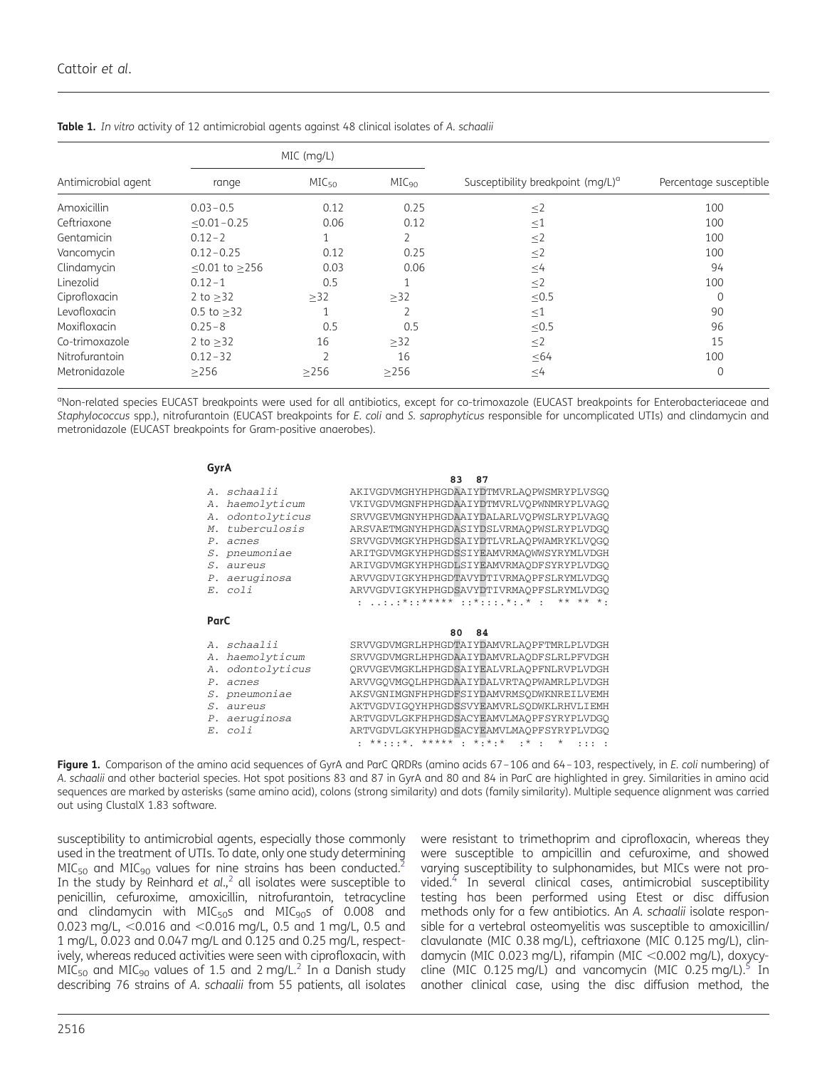**Table 1.** *In vitro* activity of 12 antimicrobial agents against 48 clinical isolates of *A. schaalii*

| Antimicrobial agent | MIC (mg/L) | | | Susceptibility breakpoint (mg/L)[a] | Percentage susceptible |
|---|---|---|---|---|---|
| | range | $MIC_{50}$ | $MIC_{90}$ | | |
| Amoxicillin | 0.03–0.5 | 0.12 | 0.25 | ≤2 | 100 |
| Ceftriaxone | ≤0.01–0.25 | 0.06 | 0.12 | ≤1 | 100 |
| Gentamicin | 0.12–2 | 1 | 2 | ≤2 | 100 |
| Vancomycin | 0.12–0.25 | 0.12 | 0.25 | ≤2 | 100 |
| Clindamycin | ≤0.01 to ≥256 | 0.03 | 0.06 | ≤4 | 94 |
| Linezolid | 0.12–1 | 0.5 | 1 | ≤2 | 100 |
| Ciprofloxacin | 2 to ≥32 | ≥32 | ≥32 | ≤0.5 | 0 |
| Levofloxacin | 0.5 to ≥32 | 1 | 2 | ≤1 | 90 |
| Moxifloxacin | 0.25–8 | 0.5 | 0.5 | ≤0.5 | 96 |
| Co-trimoxazole | 2 to ≥32 | 16 | ≥32 | ≤2 | 15 |
| Nitrofurantoin | 0.12–32 | 2 | 16 | ≤64 | 100 |
| Metronidazole | ≥256 | ≥256 | ≥256 | ≤4 | 0 |

[a]Non-related species EUCAST breakpoints were used for all antibiotics, except for co-trimoxazole (EUCAST breakpoints for Enterobacteriaceae and *Staphylococcus* spp.), nitrofurantoin (EUCAST breakpoints for *E. coli* and *S. saprophyticus* responsible for uncomplicated UTIs) and clindamycin and metronidazole (EUCAST breakpoints for Gram-positive anaerobes).

**GyrA**

```
                                     83  87
A. schaalii        AKIVGDVMGHYHPHGDAAIYDTMVRLAQPWSMRYPLVSGQ
A. haemolyticum    VKIVGDVMGNFHPHGDAAIYDTMVRLVQPWNMRYPLVAGQ
A. odontolyticus   SRVVGEVMGNYHPHGDAAIYDALARLVQPWSLRYPLVAGQ
M. tuberculosis    ARSVAETMGNYHPHGDASIYDSLVRMAQPWSLRYPLVDGQ
P. acnes           SRVVGDVMGKYHPHGDSAIYDTLVRLAQPWAMRYKLVQGQ
S. pneumoniae      ARITGDVMGKYHPHGDSSIYEAMVRMAQWWSYRYMLVDGH
S. aureus          ARIVGDVMGKYHPHGDLSIYEAMVRMAQDFSYRYPLVDGQ
P. aeruginosa      ARVVGDVIGKYHPHGDTAVYDTIVRMAQPFSLRYMLVDGQ
E. coli            ARVVGDVIGKYHPHGDSAVYDTIVRMAQPFSLRYMLVDGQ
                    : ..:.:*::***** ::*:::.*:.* :  ** ** *:
```

**ParC**

```
                                     80  84
A. schaalii        SRVVGDVMGRLHPHGDTAIYDAMVRLAQPFTMRLPLVDGH
A. haemolyticum    SRVVGDVMGRLHPHGDAAIYDAMVRLAQDFSLRLPFVDGH
A. odontolyticus   QRVVGEVMGKLHPHGDSAIYEALVRLAQPFNLRVPLVDGH
P. acnes           ARVVGQVMGQLHPHGDAAIYDALVRTAQPWAMRLPLVDGH
S. pneumoniae      AKSVGNIMGNFHPHGDFSIYDAMVRMSQDWKNREILVEMH
S. aureus          AKTVGDVIGQYHPHGDSSVYEAMVRLSQDWKLRHVLIEMH
P. aeruginosa      ARTVGDVLGKFHPHGDSACYEAMVLMAQPFSYRYPLVDGQ
E. coli            ARTVGDVLGKYHPHGDSACYEAMVLMAQPFSYRYPLVDGQ
                    : **:::*. ***** : *:*:*  :* :  *  ::: :
```

**Figure 1.** Comparison of the amino acid sequences of GyrA and ParC QRDRs (amino acids 67–106 and 64–103, respectively, in *E. coli* numbering) of *A. schaalii* and other bacterial species. Hot spot positions 83 and 87 in GyrA and 80 and 84 in ParC are highlighted in grey. Similarities in amino acid sequences are marked by asterisks (same amino acid), colons (strong similarity) and dots (family similarity). Multiple sequence alignment was carried out using ClustalX 1.83 software.

susceptibility to antimicrobial agents, especially those commonly used in the treatment of UTIs. To date, only one study determining $MIC_{50}$ and $MIC_{90}$ values for nine strains has been conducted.[2] In the study by Reinhard *et al.*,[2] all isolates were susceptible to penicillin, cefuroxime, amoxicillin, nitrofurantoin, tetracycline and clindamycin with $MIC_{50}$s and $MIC_{90}$s of 0.008 and 0.023 mg/L, <0.016 and <0.016 mg/L, 0.5 and 1 mg/L, 0.5 and 1 mg/L, 0.023 and 0.047 mg/L and 0.125 and 0.25 mg/L, respectively, whereas reduced activities were seen with ciprofloxacin, with $MIC_{50}$ and $MIC_{90}$ values of 1.5 and 2 mg/L.[2] In a Danish study describing 76 strains of *A. schaalii* from 55 patients, all isolates were resistant to trimethoprim and ciprofloxacin, whereas they were susceptible to ampicillin and cefuroxime, and showed varying susceptibility to sulphonamides, but MICs were not provided.[4] In several clinical cases, antimicrobial susceptibility testing has been performed using Etest or disc diffusion methods only for a few antibiotics. An *A. schaalii* isolate responsible for a vertebral osteomyelitis was susceptible to amoxicillin/clavulanate (MIC 0.38 mg/L), ceftriaxone (MIC 0.125 mg/L), clindamycin (MIC 0.023 mg/L), rifampin (MIC <0.002 mg/L), doxycycline (MIC 0.125 mg/L) and vancomycin (MIC 0.25 mg/L).[5] In another clinical case, using the disc diffusion method, the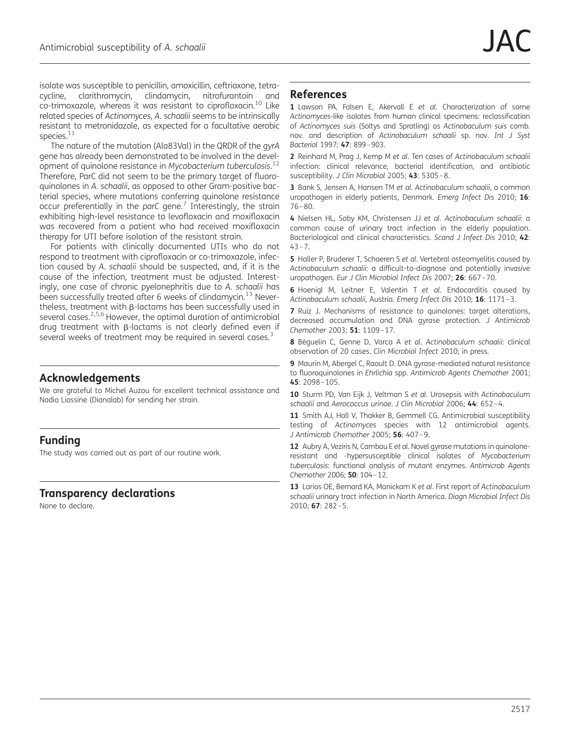isolate was susceptible to penicillin, amoxicillin, ceftriaxone, tetracycline, clarithromycin, clindamycin, nitrofurantoin and co-trimoxazole, whereas it was resistant to ciprofloxacin.[10] Like related species of *Actinomyces*, *A. schaalii* seems to be intrinsically resistant to metronidazole, as expected for a facultative aerobic species.[11]

The nature of the mutation (Ala83Val) in the QRDR of the *gyrA* gene has already been demonstrated to be involved in the development of quinolone resistance in *Mycobacterium tuberculosis*.[12] Therefore, ParC did not seem to be the primary target of fluoroquinolones in *A. schaalii*, as opposed to other Gram-positive bacterial species, where mutations conferring quinolone resistance occur preferentially in the *parC* gene.[7] Interestingly, the strain exhibiting high-level resistance to levofloxacin and moxifloxacin was recovered from a patient who had received moxifloxacin therapy for UTI before isolation of the resistant strain.

For patients with clinically documented UTIs who do not respond to treatment with ciprofloxacin or co-trimoxazole, infection caused by *A. schaalii* should be suspected, and, if it is the cause of the infection, treatment must be adjusted. Interestingly, one case of chronic pyelonephritis due to *A. schaalii* has been successfully treated after 6 weeks of clindamycin.[13] Nevertheless, treatment with β-lactams has been successfully used in several cases.[2,5,6] However, the optimal duration of antimicrobial drug treatment with β-lactams is not clearly defined even if several weeks of treatment may be required in several cases.[3]

## Acknowledgements

We are grateful to Michel Auzou for excellent technical assistance and Nadia Liassine (Dianalab) for sending her strain.

## Funding

The study was carried out as part of our routine work.

## Transparency declarations

None to declare.

## References

**1** Lawson PA, Falsen E, Akervall E *et al*. Characterization of some *Actinomyces*-like isolates from human clinical specimens: reclassification of *Actinomyces suis* (Soltys and Spratling) as *Actinobaculum suis* comb. nov. and description of *Actinobaculum schaalii* sp. nov. *Int J Syst Bacteriol* 1997; **47**: 899–903.

**2** Reinhard M, Prag J, Kemp M *et al*. Ten cases of *Actinobaculum schaalii* infection: clinical relevance, bacterial identification, and antibiotic susceptibility. *J Clin Microbiol* 2005; **43**: 5305–8.

**3** Bank S, Jensen A, Hansen TM *et al*. *Actinobaculum schaalii*, a common uropathogen in elderly patients, Denmark. *Emerg Infect Dis* 2010; **16**: 76–80.

**4** Nielsen HL, Soby KM, Christensen JJ *et al*. *Actinobaculum schaalii*: a common cause of urinary tract infection in the elderly population. Bacteriological and clinical characteristics. *Scand J Infect Dis* 2010; **42**: 43–7.

**5** Haller P, Bruderer T, Schaeren S *et al*. Vertebral osteomyelitis caused by *Actinobaculum schaalii*: a difficult-to-diagnose and potentially invasive uropathogen. *Eur J Clin Microbiol Infect Dis* 2007; **26**: 667–70.

**6** Hoenigl M, Leitner E, Valentin T *et al*. Endocarditis caused by *Actinobaculum schaalii*, Austria. *Emerg Infect Dis* 2010; **16**: 1171–3.

**7** Ruiz J. Mechanisms of resistance to quinolones: target alterations, decreased accumulation and DNA gyrase protection. *J Antimicrob Chemother* 2003; **51**: 1109–17.

**8** Béguelin C, Genne D, Varca A *et al*. *Actinobaculum schaalii*: clinical observation of 20 cases. *Clin Microbiol Infect* 2010; in press.

**9** Maurin M, Abergel C, Raoult D. DNA gyrase-mediated natural resistance to fluoroquinolones in *Ehrlichia* spp. *Antimicrob Agents Chemother* 2001; **45**: 2098–105.

**10** Sturm PD, Van Eijk J, Veltman S *et al*. Urosepsis with *Actinobaculum schaalii* and *Aerococcus urinae*. *J Clin Microbiol* 2006; **44**: 652–4.

**11** Smith AJ, Hall V, Thakker B, Gemmell CG. Antimicrobial susceptibility testing of *Actinomyces* species with 12 antimicrobial agents. *J Antimicrob Chemother* 2005; **56**: 407–9.

**12** Aubry A, Veziris N, Cambau E *et al*. Novel gyrase mutations in quinolone-resistant and -hypersusceptible clinical isolates of *Mycobacterium tuberculosis*: functional analysis of mutant enzymes. *Antimicrob Agents Chemother* 2006; **50**: 104–12.

**13** Larios OE, Bernard KA, Manickam K *et al*. First report of *Actinobaculum schaalii* urinary tract infection in North America. *Diagn Microbiol Infect Dis* 2010; **67**: 282–5.